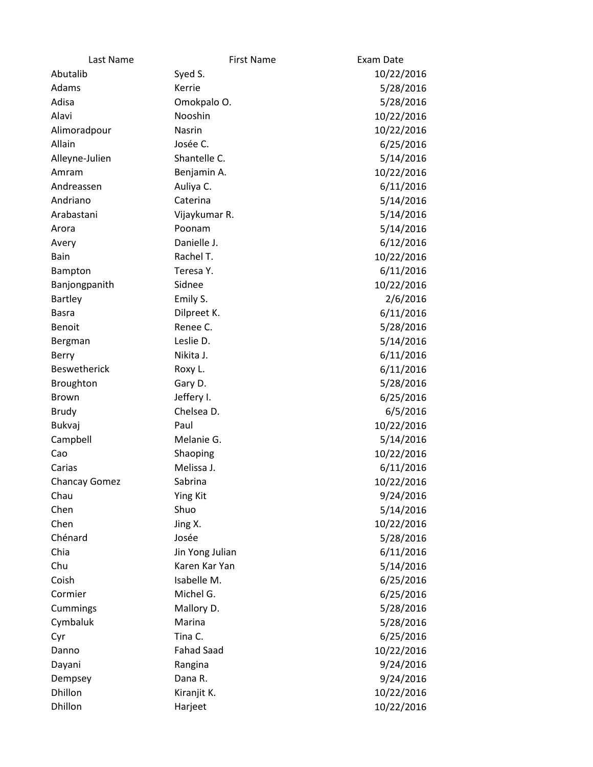| Last Name | First Name | Exam Date |
|---|---|---|
| Abutalib | Syed S. | 10/22/2016 |
| Adams | Kerrie | 5/28/2016 |
| Adisa | Omokpalo O. | 5/28/2016 |
| Alavi | Nooshin | 10/22/2016 |
| Alimoradpour | Nasrin | 10/22/2016 |
| Allain | Josée C. | 6/25/2016 |
| Alleyne-Julien | Shantelle C. | 5/14/2016 |
| Amram | Benjamin A. | 10/22/2016 |
| Andreassen | Auliya C. | 6/11/2016 |
| Andriano | Caterina | 5/14/2016 |
| Arabastani | Vijaykumar R. | 5/14/2016 |
| Arora | Poonam | 5/14/2016 |
| Avery | Danielle J. | 6/12/2016 |
| Bain | Rachel T. | 10/22/2016 |
| Bampton | Teresa Y. | 6/11/2016 |
| Banjongpanith | Sidnee | 10/22/2016 |
| Bartley | Emily S. | 2/6/2016 |
| Basra | Dilpreet K. | 6/11/2016 |
| Benoit | Renee C. | 5/28/2016 |
| Bergman | Leslie D. | 5/14/2016 |
| Berry | Nikita J. | 6/11/2016 |
| Beswetherick | Roxy L. | 6/11/2016 |
| Broughton | Gary D. | 5/28/2016 |
| Brown | Jeffery I. | 6/25/2016 |
| Brudy | Chelsea D. | 6/5/2016 |
| Bukvaj | Paul | 10/22/2016 |
| Campbell | Melanie G. | 5/14/2016 |
| Cao | Shaoping | 10/22/2016 |
| Carias | Melissa J. | 6/11/2016 |
| Chancay Gomez | Sabrina | 10/22/2016 |
| Chau | Ying Kit | 9/24/2016 |
| Chen | Shuo | 5/14/2016 |
| Chen | Jing X. | 10/22/2016 |
| Chénard | Josée | 5/28/2016 |
| Chia | Jin Yong Julian | 6/11/2016 |
| Chu | Karen Kar Yan | 5/14/2016 |
| Coish | Isabelle M. | 6/25/2016 |
| Cormier | Michel G. | 6/25/2016 |
| Cummings | Mallory D. | 5/28/2016 |
| Cymbaluk | Marina | 5/28/2016 |
| Cyr | Tina C. | 6/25/2016 |
| Danno | Fahad Saad | 10/22/2016 |
| Dayani | Rangina | 9/24/2016 |
| Dempsey | Dana R. | 9/24/2016 |
| Dhillon | Kiranjit K. | 10/22/2016 |
| Dhillon | Harjeet | 10/22/2016 |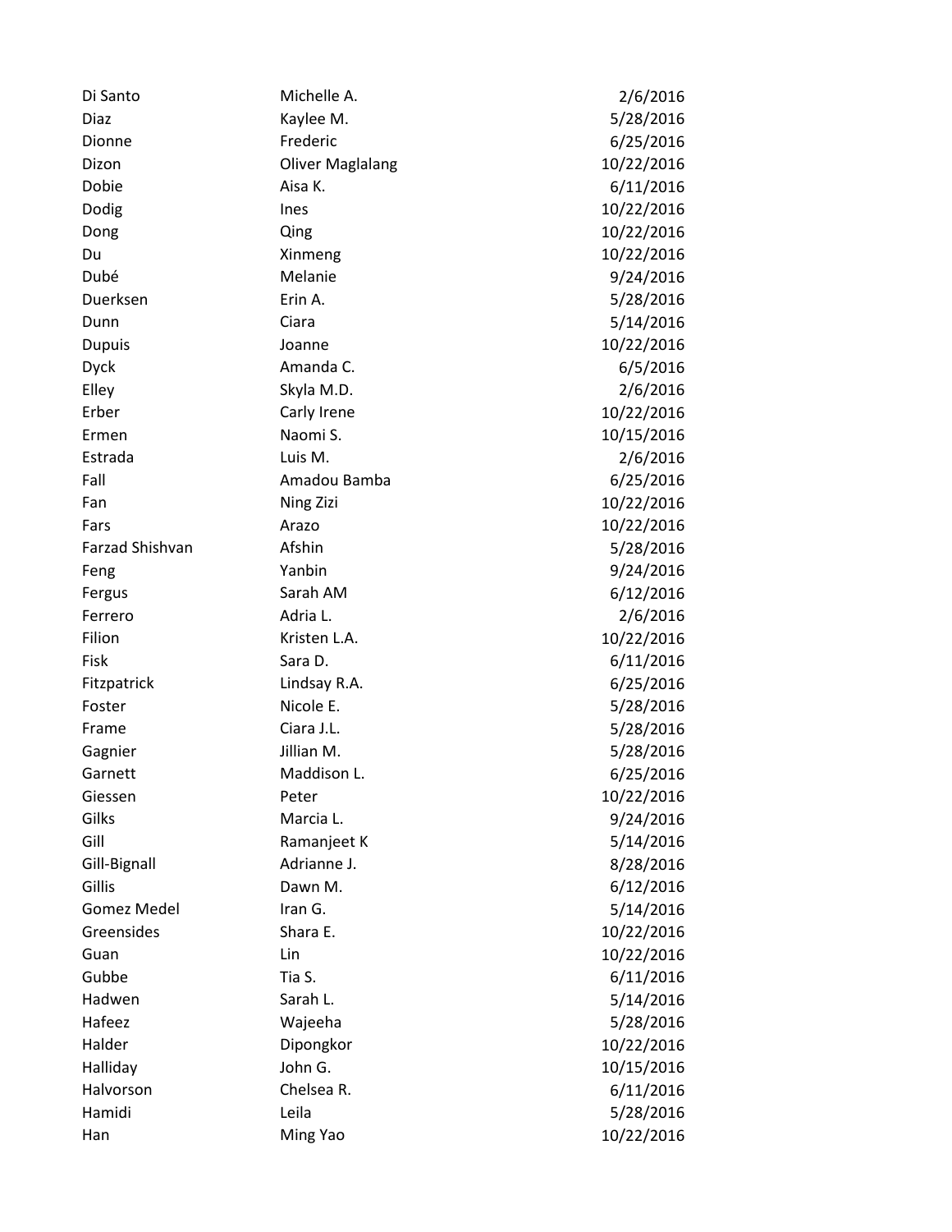| | | |
|---|---|---|
| Di Santo | Michelle A. | 2/6/2016 |
| Diaz | Kaylee M. | 5/28/2016 |
| Dionne | Frederic | 6/25/2016 |
| Dizon | Oliver Maglalang | 10/22/2016 |
| Dobie | Aisa K. | 6/11/2016 |
| Dodig | Ines | 10/22/2016 |
| Dong | Qing | 10/22/2016 |
| Du | Xinmeng | 10/22/2016 |
| Dubé | Melanie | 9/24/2016 |
| Duerksen | Erin A. | 5/28/2016 |
| Dunn | Ciara | 5/14/2016 |
| Dupuis | Joanne | 10/22/2016 |
| Dyck | Amanda C. | 6/5/2016 |
| Elley | Skyla M.D. | 2/6/2016 |
| Erber | Carly Irene | 10/22/2016 |
| Ermen | Naomi S. | 10/15/2016 |
| Estrada | Luis M. | 2/6/2016 |
| Fall | Amadou Bamba | 6/25/2016 |
| Fan | Ning Zizi | 10/22/2016 |
| Fars | Arazo | 10/22/2016 |
| Farzad Shishvan | Afshin | 5/28/2016 |
| Feng | Yanbin | 9/24/2016 |
| Fergus | Sarah AM | 6/12/2016 |
| Ferrero | Adria L. | 2/6/2016 |
| Filion | Kristen L.A. | 10/22/2016 |
| Fisk | Sara D. | 6/11/2016 |
| Fitzpatrick | Lindsay R.A. | 6/25/2016 |
| Foster | Nicole E. | 5/28/2016 |
| Frame | Ciara J.L. | 5/28/2016 |
| Gagnier | Jillian M. | 5/28/2016 |
| Garnett | Maddison L. | 6/25/2016 |
| Giessen | Peter | 10/22/2016 |
| Gilks | Marcia L. | 9/24/2016 |
| Gill | Ramanjeet K | 5/14/2016 |
| Gill-Bignall | Adrianne J. | 8/28/2016 |
| Gillis | Dawn M. | 6/12/2016 |
| Gomez Medel | Iran G. | 5/14/2016 |
| Greensides | Shara E. | 10/22/2016 |
| Guan | Lin | 10/22/2016 |
| Gubbe | Tia S. | 6/11/2016 |
| Hadwen | Sarah L. | 5/14/2016 |
| Hafeez | Wajeeha | 5/28/2016 |
| Halder | Dipongkor | 10/22/2016 |
| Halliday | John G. | 10/15/2016 |
| Halvorson | Chelsea R. | 6/11/2016 |
| Hamidi | Leila | 5/28/2016 |
| Han | Ming Yao | 10/22/2016 |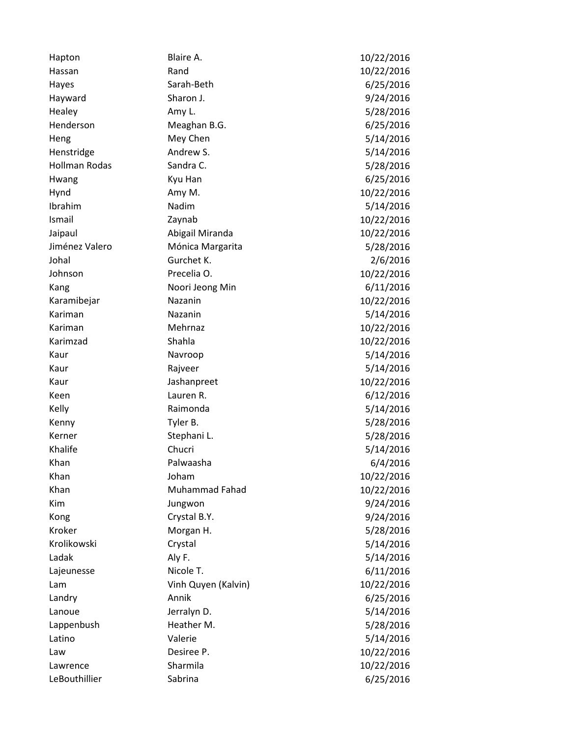| | | |
|---|---|---|
| Hapton | Blaire A. | 10/22/2016 |
| Hassan | Rand | 10/22/2016 |
| Hayes | Sarah-Beth | 6/25/2016 |
| Hayward | Sharon J. | 9/24/2016 |
| Healey | Amy L. | 5/28/2016 |
| Henderson | Meaghan B.G. | 6/25/2016 |
| Heng | Mey Chen | 5/14/2016 |
| Henstridge | Andrew S. | 5/14/2016 |
| Hollman Rodas | Sandra C. | 5/28/2016 |
| Hwang | Kyu Han | 6/25/2016 |
| Hynd | Amy M. | 10/22/2016 |
| Ibrahim | Nadim | 5/14/2016 |
| Ismail | Zaynab | 10/22/2016 |
| Jaipaul | Abigail Miranda | 10/22/2016 |
| Jiménez Valero | Mónica Margarita | 5/28/2016 |
| Johal | Gurchet K. | 2/6/2016 |
| Johnson | Precelia O. | 10/22/2016 |
| Kang | Noori Jeong Min | 6/11/2016 |
| Karamibejar | Nazanin | 10/22/2016 |
| Kariman | Nazanin | 5/14/2016 |
| Kariman | Mehrnaz | 10/22/2016 |
| Karimzad | Shahla | 10/22/2016 |
| Kaur | Navroop | 5/14/2016 |
| Kaur | Rajveer | 5/14/2016 |
| Kaur | Jashanpreet | 10/22/2016 |
| Keen | Lauren R. | 6/12/2016 |
| Kelly | Raimonda | 5/14/2016 |
| Kenny | Tyler B. | 5/28/2016 |
| Kerner | Stephani L. | 5/28/2016 |
| Khalife | Chucri | 5/14/2016 |
| Khan | Palwaasha | 6/4/2016 |
| Khan | Joham | 10/22/2016 |
| Khan | Muhammad Fahad | 10/22/2016 |
| Kim | Jungwon | 9/24/2016 |
| Kong | Crystal B.Y. | 9/24/2016 |
| Kroker | Morgan H. | 5/28/2016 |
| Krolikowski | Crystal | 5/14/2016 |
| Ladak | Aly F. | 5/14/2016 |
| Lajeunesse | Nicole T. | 6/11/2016 |
| Lam | Vinh Quyen (Kalvin) | 10/22/2016 |
| Landry | Annik | 6/25/2016 |
| Lanoue | Jerralyn D. | 5/14/2016 |
| Lappenbush | Heather M. | 5/28/2016 |
| Latino | Valerie | 5/14/2016 |
| Law | Desiree P. | 10/22/2016 |
| Lawrence | Sharmila | 10/22/2016 |
| LeBouthillier | Sabrina | 6/25/2016 |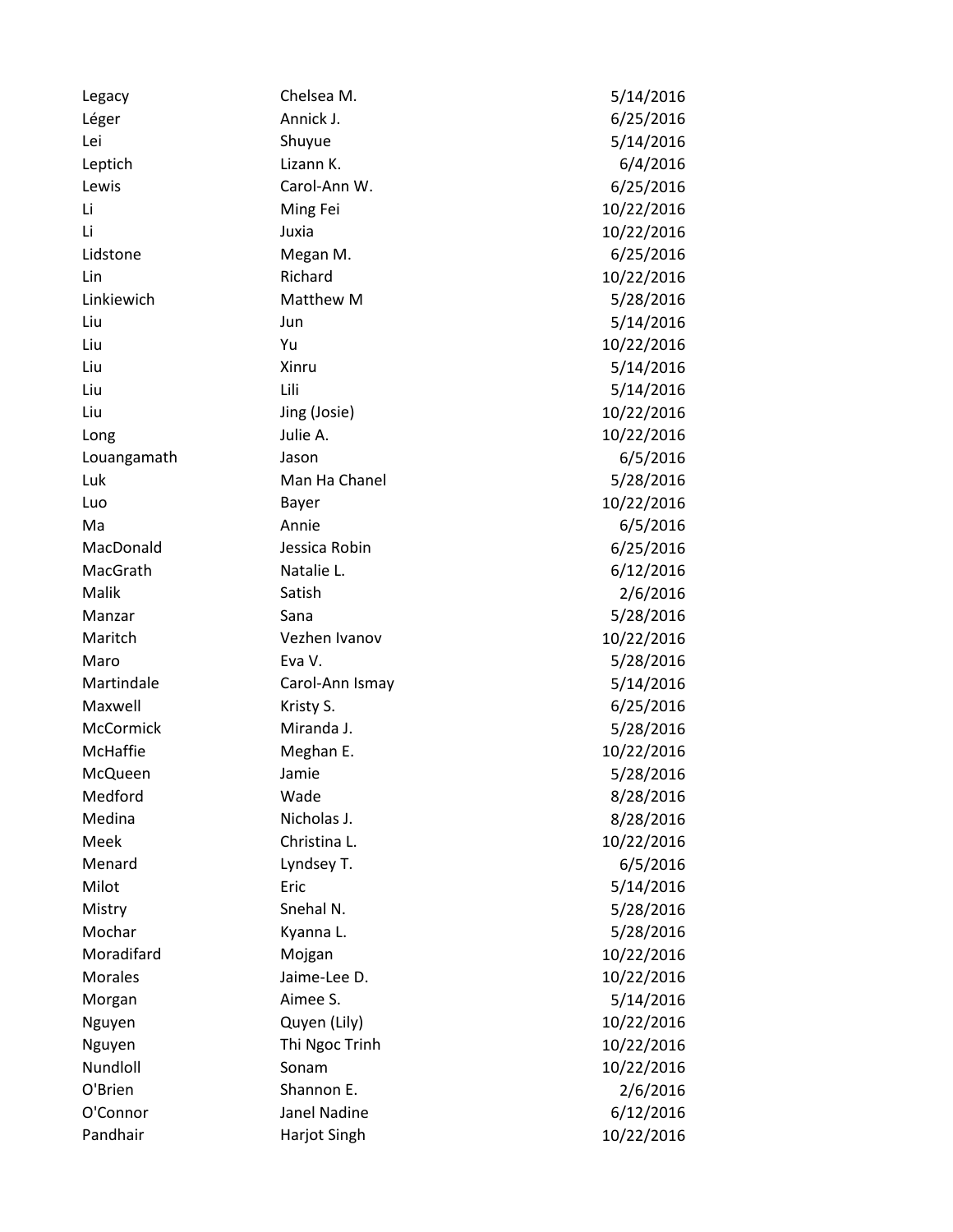| | | |
|---|---|---|
| Legacy | Chelsea M. | 5/14/2016 |
| Léger | Annick J. | 6/25/2016 |
| Lei | Shuyue | 5/14/2016 |
| Leptich | Lizann K. | 6/4/2016 |
| Lewis | Carol-Ann W. | 6/25/2016 |
| Li | Ming Fei | 10/22/2016 |
| Li | Juxia | 10/22/2016 |
| Lidstone | Megan M. | 6/25/2016 |
| Lin | Richard | 10/22/2016 |
| Linkiewich | Matthew M | 5/28/2016 |
| Liu | Jun | 5/14/2016 |
| Liu | Yu | 10/22/2016 |
| Liu | Xinru | 5/14/2016 |
| Liu | Lili | 5/14/2016 |
| Liu | Jing (Josie) | 10/22/2016 |
| Long | Julie A. | 10/22/2016 |
| Louangamath | Jason | 6/5/2016 |
| Luk | Man Ha Chanel | 5/28/2016 |
| Luo | Bayer | 10/22/2016 |
| Ma | Annie | 6/5/2016 |
| MacDonald | Jessica Robin | 6/25/2016 |
| MacGrath | Natalie L. | 6/12/2016 |
| Malik | Satish | 2/6/2016 |
| Manzar | Sana | 5/28/2016 |
| Maritch | Vezhen Ivanov | 10/22/2016 |
| Maro | Eva V. | 5/28/2016 |
| Martindale | Carol-Ann Ismay | 5/14/2016 |
| Maxwell | Kristy S. | 6/25/2016 |
| McCormick | Miranda J. | 5/28/2016 |
| McHaffie | Meghan E. | 10/22/2016 |
| McQueen | Jamie | 5/28/2016 |
| Medford | Wade | 8/28/2016 |
| Medina | Nicholas J. | 8/28/2016 |
| Meek | Christina L. | 10/22/2016 |
| Menard | Lyndsey T. | 6/5/2016 |
| Milot | Eric | 5/14/2016 |
| Mistry | Snehal N. | 5/28/2016 |
| Mochar | Kyanna L. | 5/28/2016 |
| Moradifard | Mojgan | 10/22/2016 |
| Morales | Jaime-Lee D. | 10/22/2016 |
| Morgan | Aimee S. | 5/14/2016 |
| Nguyen | Quyen (Lily) | 10/22/2016 |
| Nguyen | Thi Ngoc Trinh | 10/22/2016 |
| Nundloll | Sonam | 10/22/2016 |
| O'Brien | Shannon E. | 2/6/2016 |
| O'Connor | Janel Nadine | 6/12/2016 |
| Pandhair | Harjot Singh | 10/22/2016 |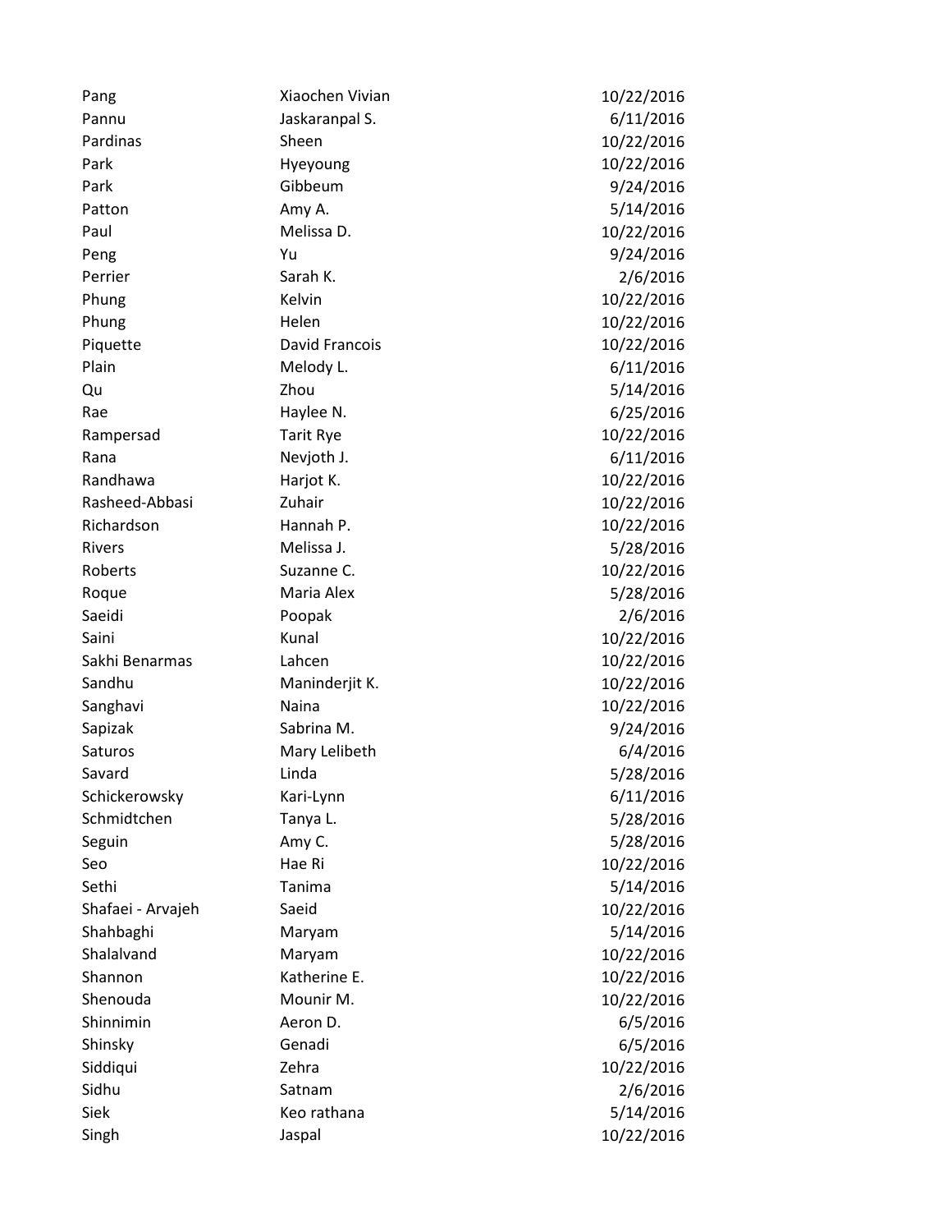| | | |
|---|---|---|
| Pang | Xiaochen Vivian | 10/22/2016 |
| Pannu | Jaskaranpal S. | 6/11/2016 |
| Pardinas | Sheen | 10/22/2016 |
| Park | Hyeyoung | 10/22/2016 |
| Park | Gibbeum | 9/24/2016 |
| Patton | Amy A. | 5/14/2016 |
| Paul | Melissa D. | 10/22/2016 |
| Peng | Yu | 9/24/2016 |
| Perrier | Sarah K. | 2/6/2016 |
| Phung | Kelvin | 10/22/2016 |
| Phung | Helen | 10/22/2016 |
| Piquette | David Francois | 10/22/2016 |
| Plain | Melody L. | 6/11/2016 |
| Qu | Zhou | 5/14/2016 |
| Rae | Haylee N. | 6/25/2016 |
| Rampersad | Tarit Rye | 10/22/2016 |
| Rana | Nevjoth J. | 6/11/2016 |
| Randhawa | Harjot K. | 10/22/2016 |
| Rasheed-Abbasi | Zuhair | 10/22/2016 |
| Richardson | Hannah P. | 10/22/2016 |
| Rivers | Melissa J. | 5/28/2016 |
| Roberts | Suzanne C. | 10/22/2016 |
| Roque | Maria Alex | 5/28/2016 |
| Saeidi | Poopak | 2/6/2016 |
| Saini | Kunal | 10/22/2016 |
| Sakhi Benarmas | Lahcen | 10/22/2016 |
| Sandhu | Maninderjit K. | 10/22/2016 |
| Sanghavi | Naina | 10/22/2016 |
| Sapizak | Sabrina M. | 9/24/2016 |
| Saturos | Mary Lelibeth | 6/4/2016 |
| Savard | Linda | 5/28/2016 |
| Schickerowsky | Kari-Lynn | 6/11/2016 |
| Schmidtchen | Tanya L. | 5/28/2016 |
| Seguin | Amy C. | 5/28/2016 |
| Seo | Hae Ri | 10/22/2016 |
| Sethi | Tanima | 5/14/2016 |
| Shafaei - Arvajeh | Saeid | 10/22/2016 |
| Shahbaghi | Maryam | 5/14/2016 |
| Shalalvand | Maryam | 10/22/2016 |
| Shannon | Katherine E. | 10/22/2016 |
| Shenouda | Mounir M. | 10/22/2016 |
| Shinnimin | Aeron D. | 6/5/2016 |
| Shinsky | Genadi | 6/5/2016 |
| Siddiqui | Zehra | 10/22/2016 |
| Sidhu | Satnam | 2/6/2016 |
| Siek | Keo rathana | 5/14/2016 |
| Singh | Jaspal | 10/22/2016 |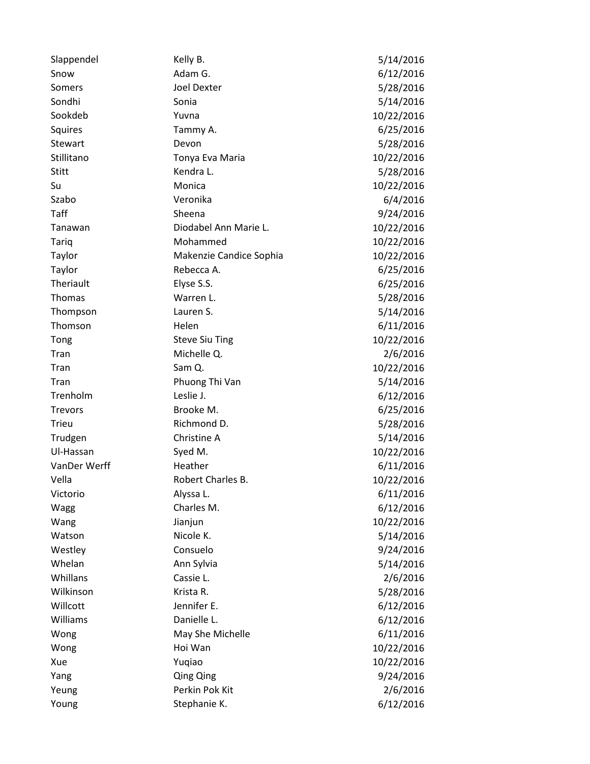| | | |
|---|---|---|
| Slappendel | Kelly B. | 5/14/2016 |
| Snow | Adam G. | 6/12/2016 |
| Somers | Joel Dexter | 5/28/2016 |
| Sondhi | Sonia | 5/14/2016 |
| Sookdeb | Yuvna | 10/22/2016 |
| Squires | Tammy A. | 6/25/2016 |
| Stewart | Devon | 5/28/2016 |
| Stillitano | Tonya Eva Maria | 10/22/2016 |
| Stitt | Kendra L. | 5/28/2016 |
| Su | Monica | 10/22/2016 |
| Szabo | Veronika | 6/4/2016 |
| Taff | Sheena | 9/24/2016 |
| Tanawan | Diodabel Ann Marie L. | 10/22/2016 |
| Tariq | Mohammed | 10/22/2016 |
| Taylor | Makenzie Candice Sophia | 10/22/2016 |
| Taylor | Rebecca A. | 6/25/2016 |
| Theriault | Elyse S.S. | 6/25/2016 |
| Thomas | Warren L. | 5/28/2016 |
| Thompson | Lauren S. | 5/14/2016 |
| Thomson | Helen | 6/11/2016 |
| Tong | Steve Siu Ting | 10/22/2016 |
| Tran | Michelle Q. | 2/6/2016 |
| Tran | Sam Q. | 10/22/2016 |
| Tran | Phuong Thi Van | 5/14/2016 |
| Trenholm | Leslie J. | 6/12/2016 |
| Trevors | Brooke M. | 6/25/2016 |
| Trieu | Richmond D. | 5/28/2016 |
| Trudgen | Christine A | 5/14/2016 |
| Ul-Hassan | Syed M. | 10/22/2016 |
| VanDer Werff | Heather | 6/11/2016 |
| Vella | Robert Charles B. | 10/22/2016 |
| Victorio | Alyssa L. | 6/11/2016 |
| Wagg | Charles M. | 6/12/2016 |
| Wang | Jianjun | 10/22/2016 |
| Watson | Nicole K. | 5/14/2016 |
| Westley | Consuelo | 9/24/2016 |
| Whelan | Ann Sylvia | 5/14/2016 |
| Whillans | Cassie L. | 2/6/2016 |
| Wilkinson | Krista R. | 5/28/2016 |
| Willcott | Jennifer E. | 6/12/2016 |
| Williams | Danielle L. | 6/12/2016 |
| Wong | May She Michelle | 6/11/2016 |
| Wong | Hoi Wan | 10/22/2016 |
| Xue | Yuqiao | 10/22/2016 |
| Yang | Qing Qing | 9/24/2016 |
| Yeung | Perkin Pok Kit | 2/6/2016 |
| Young | Stephanie K. | 6/12/2016 |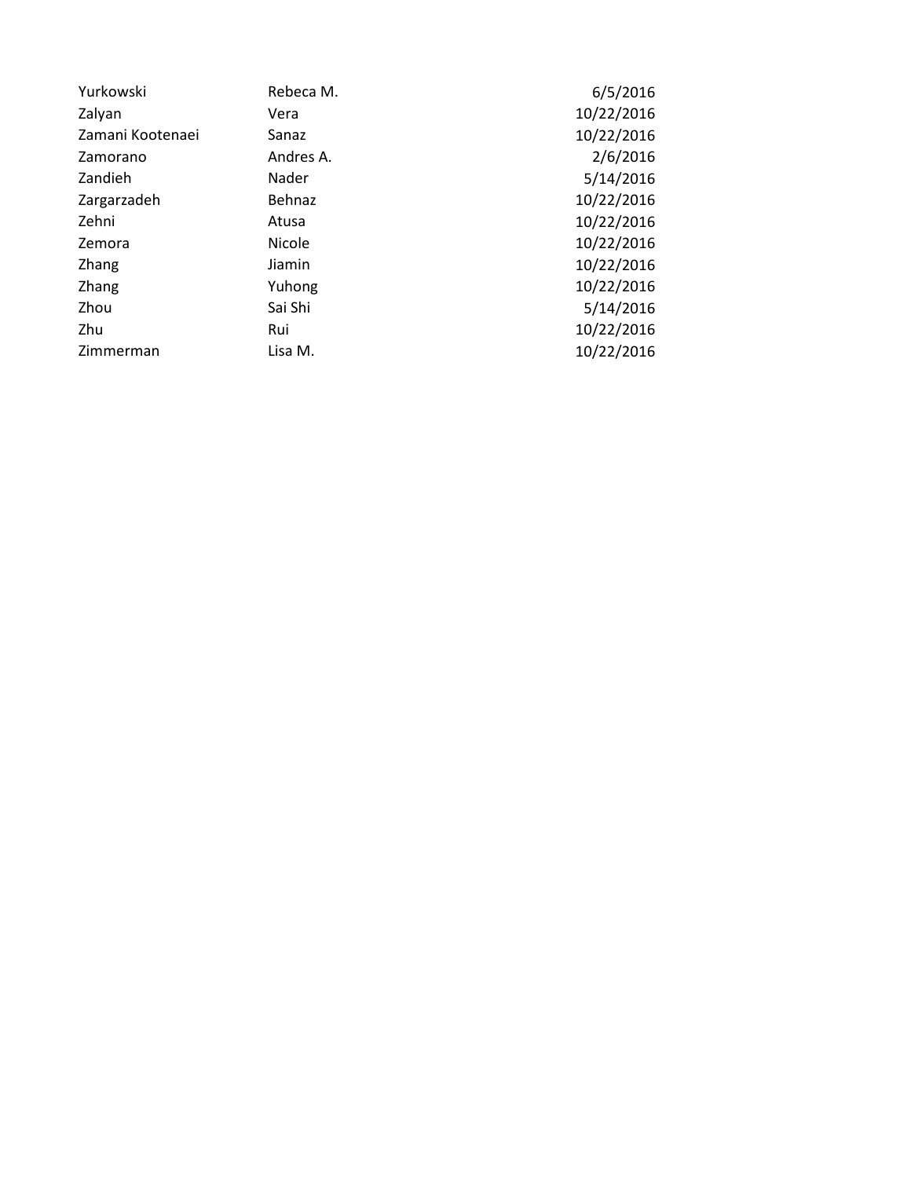| | | |
|---|---|---|
| Yurkowski | Rebeca M. | 6/5/2016 |
| Zalyan | Vera | 10/22/2016 |
| Zamani Kootenaei | Sanaz | 10/22/2016 |
| Zamorano | Andres A. | 2/6/2016 |
| Zandieh | Nader | 5/14/2016 |
| Zargarzadeh | Behnaz | 10/22/2016 |
| Zehni | Atusa | 10/22/2016 |
| Zemora | Nicole | 10/22/2016 |
| Zhang | Jiamin | 10/22/2016 |
| Zhang | Yuhong | 10/22/2016 |
| Zhou | Sai Shi | 5/14/2016 |
| Zhu | Rui | 10/22/2016 |
| Zimmerman | Lisa M. | 10/22/2016 |